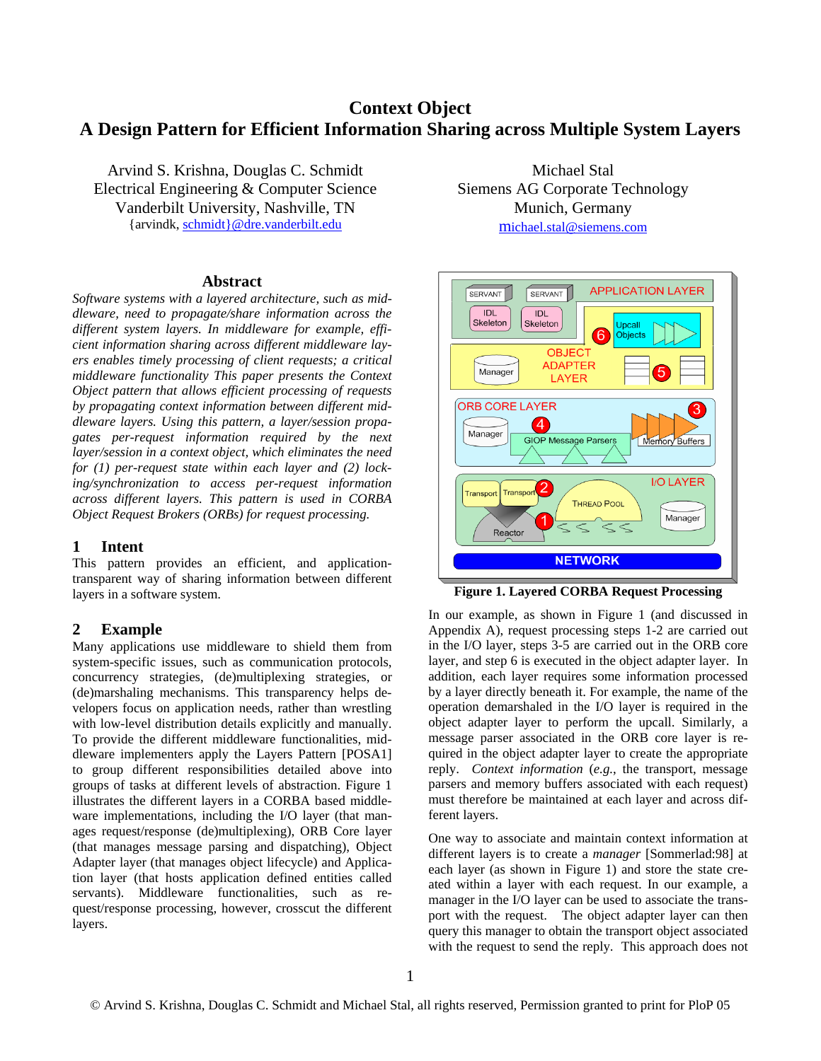# Context Object
# A Design Pattern for Efficient Information Sharing across Multiple System Layers

Arvind S. Krishna, Douglas C. Schmidt
Electrical Engineering & Computer Science
Vanderbilt University, Nashville, TN
{arvindk, schmidt}@dre.vanderbilt.edu

Michael Stal
Siemens AG Corporate Technology
Munich, Germany
michael.stal@siemens.com

## Abstract

*Software systems with a layered architecture, such as middleware, need to propagate/share information across the different system layers. In middleware for example, efficient information sharing across different middleware layers enables timely processing of client requests; a critical middleware functionality This paper presents the Context Object pattern that allows efficient processing of requests by propagating context information between different middleware layers. Using this pattern, a layer/session propagates per-request information required by the next layer/session in a context object, which eliminates the need for (1) per-request state within each layer and (2) locking/synchronization to access per-request information across different layers. This pattern is used in CORBA Object Request Brokers (ORBs) for request processing.*

## 1 Intent

This pattern provides an efficient, and application-transparent way of sharing information between different layers in a software system.

## 2 Example

Many applications use middleware to shield them from system-specific issues, such as communication protocols, concurrency strategies, (de)multiplexing strategies, or (de)marshaling mechanisms. This transparency helps developers focus on application needs, rather than wrestling with low-level distribution details explicitly and manually. To provide the different middleware functionalities, middleware implementers apply the Layers Pattern [POSA1] to group different responsibilities detailed above into groups of tasks at different levels of abstraction. Figure 1 illustrates the different layers in a CORBA based middleware implementations, including the I/O layer (that manages request/response (de)multiplexing), ORB Core layer (that manages message parsing and dispatching), Object Adapter layer (that manages object lifecycle) and Application layer (that hosts application defined entities called servants). Middleware functionalities, such as request/response processing, however, crosscut the different layers.

**Figure 1. Layered CORBA Request Processing**

In our example, as shown in Figure 1 (and discussed in Appendix A), request processing steps 1-2 are carried out in the I/O layer, steps 3-5 are carried out in the ORB core layer, and step 6 is executed in the object adapter layer. In addition, each layer requires some information processed by a layer directly beneath it. For example, the name of the operation demarshaled in the I/O layer is required in the object adapter layer to perform the upcall. Similarly, a message parser associated in the ORB core layer is required in the object adapter layer to create the appropriate reply. *Context information* (*e.g.*, the transport, message parsers and memory buffers associated with each request) must therefore be maintained at each layer and across different layers.

One way to associate and maintain context information at different layers is to create a *manager* [Sommerlad:98] at each layer (as shown in Figure 1) and store the state created within a layer with each request. In our example, a manager in the I/O layer can be used to associate the transport with the request. The object adapter layer can then query this manager to obtain the transport object associated with the request to send the reply. This approach does not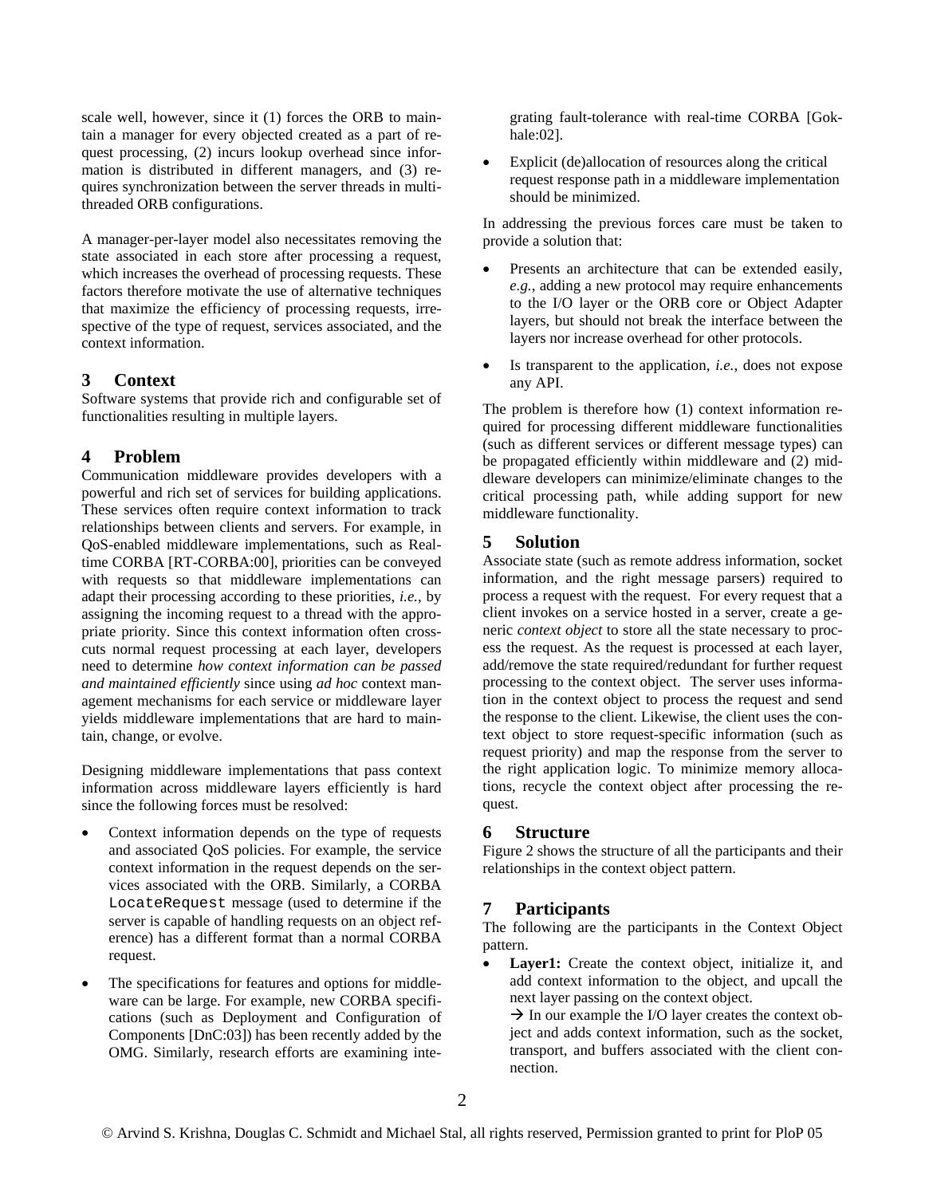scale well, however, since it (1) forces the ORB to maintain a manager for every objected created as a part of request processing, (2) incurs lookup overhead since information is distributed in different managers, and (3) requires synchronization between the server threads in multithreaded ORB configurations.

A manager-per-layer model also necessitates removing the state associated in each store after processing a request, which increases the overhead of processing requests. These factors therefore motivate the use of alternative techniques that maximize the efficiency of processing requests, irrespective of the type of request, services associated, and the context information.

## 3 Context

Software systems that provide rich and configurable set of functionalities resulting in multiple layers.

## 4 Problem

Communication middleware provides developers with a powerful and rich set of services for building applications. These services often require context information to track relationships between clients and servers. For example, in QoS-enabled middleware implementations, such as Real-time CORBA [RT-CORBA:00], priorities can be conveyed with requests so that middleware implementations can adapt their processing according to these priorities, *i.e.*, by assigning the incoming request to a thread with the appropriate priority. Since this context information often crosscuts normal request processing at each layer, developers need to determine *how context information can be passed and maintained efficiently* since using *ad hoc* context management mechanisms for each service or middleware layer yields middleware implementations that are hard to maintain, change, or evolve.

Designing middleware implementations that pass context information across middleware layers efficiently is hard since the following forces must be resolved:

- Context information depends on the type of requests and associated QoS policies. For example, the service context information in the request depends on the services associated with the ORB. Similarly, a CORBA `LocateRequest` message (used to determine if the server is capable of handling requests on an object reference) has a different format than a normal CORBA request.
- The specifications for features and options for middleware can be large. For example, new CORBA specifications (such as Deployment and Configuration of Components [DnC:03]) has been recently added by the OMG. Similarly, research efforts are examining integrating fault-tolerance with real-time CORBA [Gokhale:02].
- Explicit (de)allocation of resources along the critical request response path in a middleware implementation should be minimized.

In addressing the previous forces care must be taken to provide a solution that:

- Presents an architecture that can be extended easily, *e.g.*, adding a new protocol may require enhancements to the I/O layer or the ORB core or Object Adapter layers, but should not break the interface between the layers nor increase overhead for other protocols.
- Is transparent to the application, *i.e.*, does not expose any API.

The problem is therefore how (1) context information required for processing different middleware functionalities (such as different services or different message types) can be propagated efficiently within middleware and (2) middleware developers can minimize/eliminate changes to the critical processing path, while adding support for new middleware functionality.

## 5 Solution

Associate state (such as remote address information, socket information, and the right message parsers) required to process a request with the request. For every request that a client invokes on a service hosted in a server, create a generic *context object* to store all the state necessary to process the request. As the request is processed at each layer, add/remove the state required/redundant for further request processing to the context object. The server uses information in the context object to process the request and send the response to the client. Likewise, the client uses the context object to store request-specific information (such as request priority) and map the response from the server to the right application logic. To minimize memory allocations, recycle the context object after processing the request.

## 6 Structure

Figure 2 shows the structure of all the participants and their relationships in the context object pattern.

## 7 Participants

The following are the participants in the Context Object pattern.

- **Layer1:** Create the context object, initialize it, and add context information to the object, and upcall the next layer passing on the context object.
  → In our example the I/O layer creates the context object and adds context information, such as the socket, transport, and buffers associated with the client connection.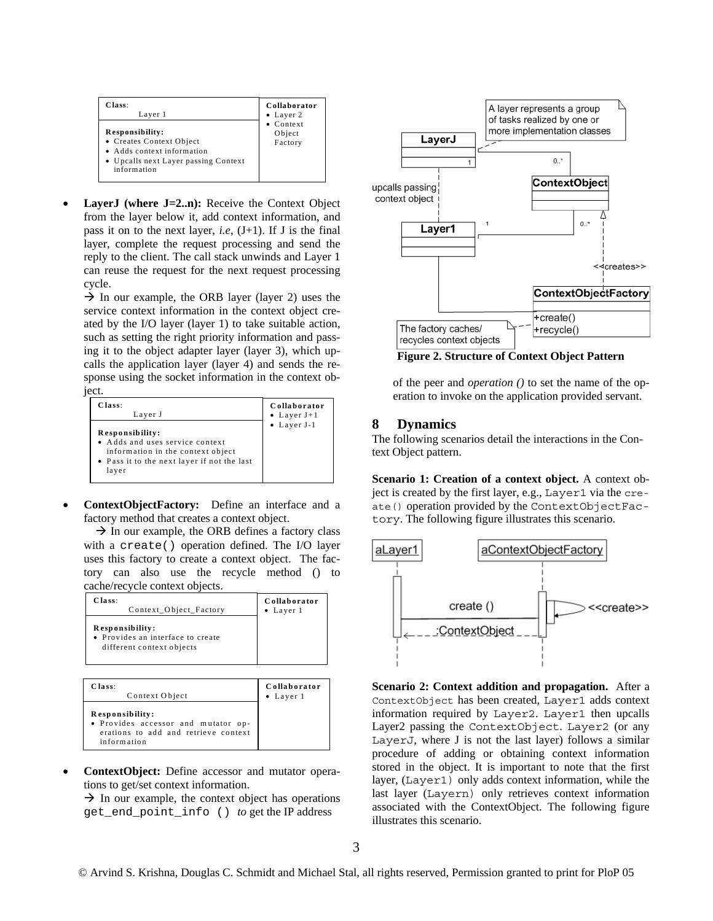| **Class**: Layer 1 | **Collaborator** |
|---|---|
| **Responsibility:** • Creates Context Object • Adds context information • Upcalls next Layer passing Context information | • Layer 2 • Context Object Factory |

- **LayerJ (where J=2..n):** Receive the Context Object from the layer below it, add context information, and pass it on to the next layer, *i.e*, (J+1). If J is the final layer, complete the request processing and send the reply to the client. The call stack unwinds and Layer 1 can reuse the request for the next request processing cycle.

  → In our example, the ORB layer (layer 2) uses the service context information in the context object created by the I/O layer (layer 1) to take suitable action, such as setting the right priority information and passing it to the object adapter layer (layer 3), which upcalls the application layer (layer 4) and sends the response using the socket information in the context object.

| **Class**: Layer J | **Collaborator** |
|---|---|
| **Responsibility:** • Adds and uses service context information in the context object • Pass it to the next layer if not the last layer | • Layer J+1 • Layer J-1 |

- **ContextObjectFactory:** Define an interface and a factory method that creates a context object.

  → In our example, the ORB defines a factory class with a `create()` operation defined. The I/O layer uses this factory to create a context object. The factory can also use the recycle method () to cache/recycle context objects.

| **Class**: Context_Object_Factory | **Collaborator** |
|---|---|
| **Responsibility:** • Provides an interface to create different context objects | • Layer 1 |

| **Class**: Context Object | **Collaborator** |
|---|---|
| **Responsibility:** • Provides accessor and mutator operations to add and retrieve context information | • Layer 1 |

- **ContextObject:** Define accessor and mutator operations to get/set context information.

  → In our example, the context object has operations `get_end_point_info ()` *to* get the IP address of the peer and *operation ()* to set the name of the operation to invoke on the application provided servant.

**Figure 2. Structure of Context Object Pattern**

## 8 Dynamics

The following scenarios detail the interactions in the Context Object pattern.

**Scenario 1: Creation of a context object.** A context object is created by the first layer, e.g., `Layer1` via the `create()` operation provided by the `ContextObjectFactory`. The following figure illustrates this scenario.

**Scenario 2: Context addition and propagation.** After a `ContextObject` has been created, `Layer1` adds context information required by `Layer2`. `Layer1` then upcalls Layer2 passing the `ContextObject`. `Layer2` (or any `LayerJ`, where J is not the last layer) follows a similar procedure of adding or obtaining context information stored in the object. It is important to note that the first layer, (`Layer1`) only adds context information, while the last layer (`Layern`) only retrieves context information associated with the ContextObject. The following figure illustrates this scenario.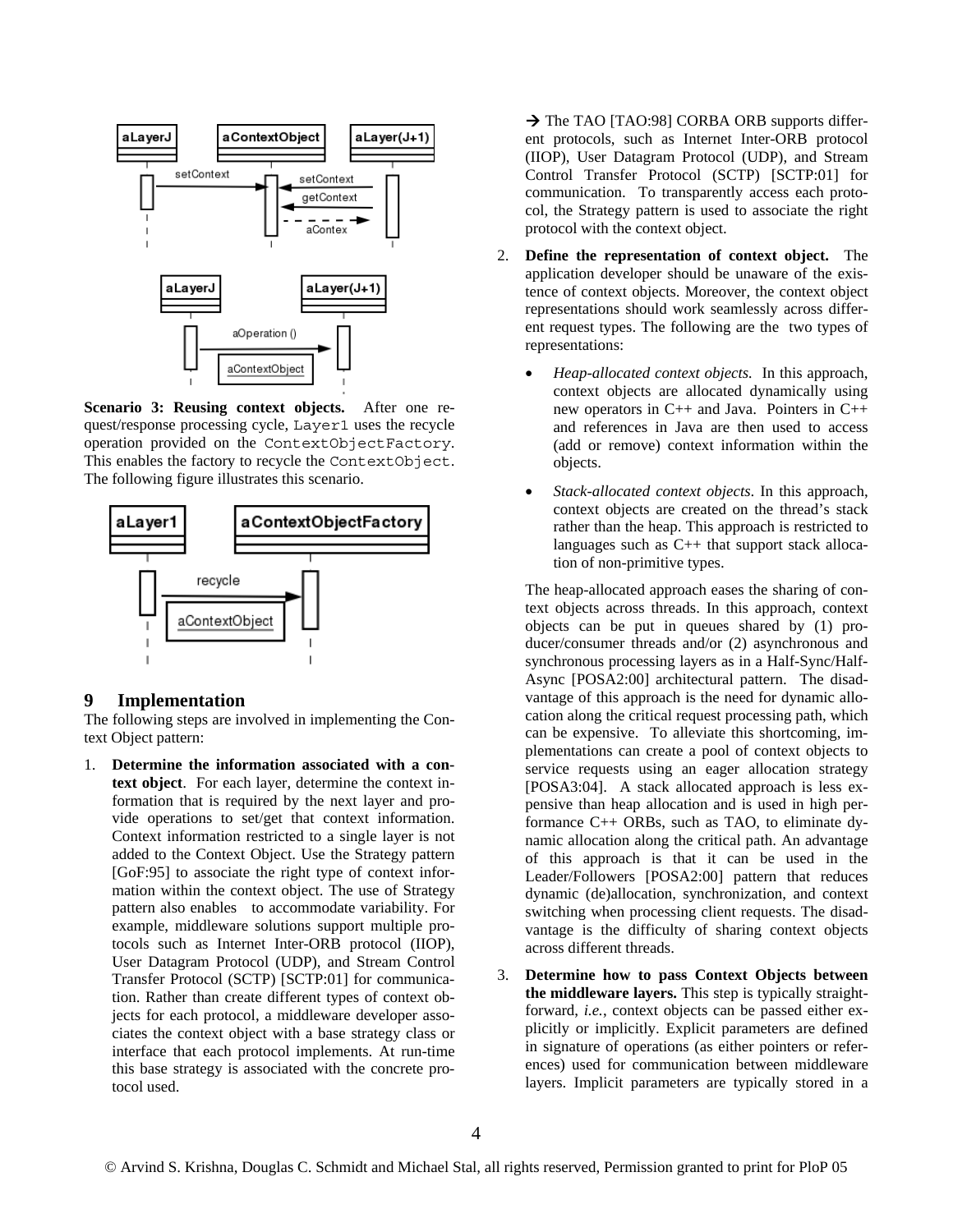**Scenario 3: Reusing context objects.** After one request/response processing cycle, Layer1 uses the recycle operation provided on the ContextObjectFactory. This enables the factory to recycle the ContextObject. The following figure illustrates this scenario.

## 9 Implementation

The following steps are involved in implementing the Context Object pattern:

1. **Determine the information associated with a context object**. For each layer, determine the context information that is required by the next layer and provide operations to set/get that context information. Context information restricted to a single layer is not added to the Context Object. Use the Strategy pattern [GoF:95] to associate the right type of context information within the context object. The use of Strategy pattern also enables to accommodate variability. For example, middleware solutions support multiple protocols such as Internet Inter-ORB protocol (IIOP), User Datagram Protocol (UDP), and Stream Control Transfer Protocol (SCTP) [SCTP:01] for communication. Rather than create different types of context objects for each protocol, a middleware developer associates the context object with a base strategy class or interface that each protocol implements. At run-time this base strategy is associated with the concrete protocol used.

   → The TAO [TAO:98] CORBA ORB supports different protocols, such as Internet Inter-ORB protocol (IIOP), User Datagram Protocol (UDP), and Stream Control Transfer Protocol (SCTP) [SCTP:01] for communication. To transparently access each protocol, the Strategy pattern is used to associate the right protocol with the context object.

2. **Define the representation of context object.** The application developer should be unaware of the existence of context objects. Moreover, the context object representations should work seamlessly across different request types. The following are the two types of representations:

   - *Heap-allocated context objects.* In this approach, context objects are allocated dynamically using new operators in C++ and Java. Pointers in C++ and references in Java are then used to access (add or remove) context information within the objects.
   - *Stack-allocated context objects.* In this approach, context objects are created on the thread's stack rather than the heap. This approach is restricted to languages such as C++ that support stack allocation of non-primitive types.

   The heap-allocated approach eases the sharing of context objects across threads. In this approach, context objects can be put in queues shared by (1) producer/consumer threads and/or (2) asynchronous and synchronous processing layers as in a Half-Sync/Half-Async [POSA2:00] architectural pattern. The disadvantage of this approach is the need for dynamic allocation along the critical request processing path, which can be expensive. To alleviate this shortcoming, implementations can create a pool of context objects to service requests using an eager allocation strategy [POSA3:04]. A stack allocated approach is less expensive than heap allocation and is used in high performance C++ ORBs, such as TAO, to eliminate dynamic allocation along the critical path. An advantage of this approach is that it can be used in the Leader/Followers [POSA2:00] pattern that reduces dynamic (de)allocation, synchronization, and context switching when processing client requests. The disadvantage is the difficulty of sharing context objects across different threads.

3. **Determine how to pass Context Objects between the middleware layers.** This step is typically straightforward, *i.e.*, context objects can be passed either explicitly or implicitly. Explicit parameters are defined in signature of operations (as either pointers or references) used for communication between middleware layers. Implicit parameters are typically stored in a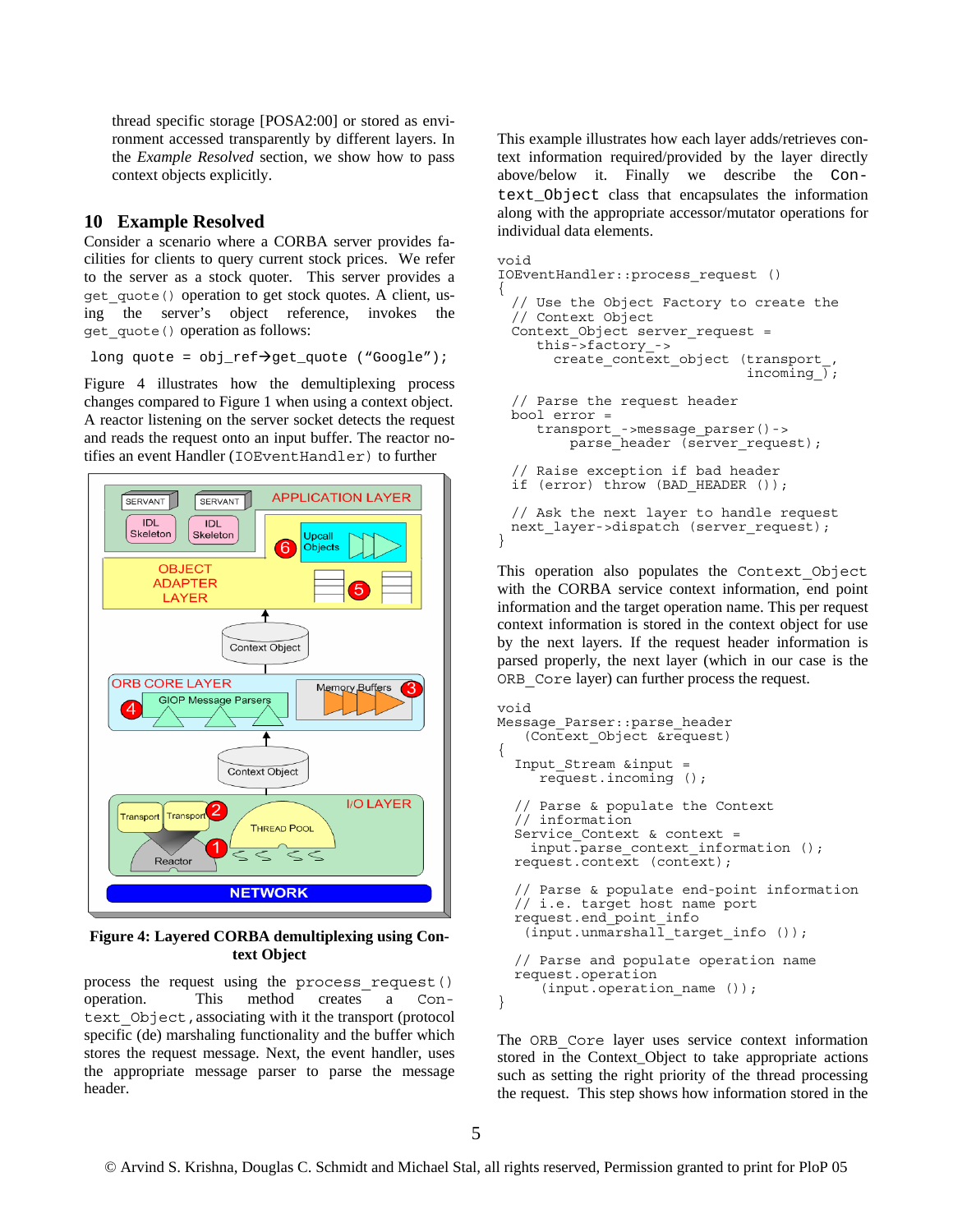thread specific storage [POSA2:00] or stored as environment accessed transparently by different layers. In the *Example Resolved* section, we show how to pass context objects explicitly.

## 10 Example Resolved

Consider a scenario where a CORBA server provides facilities for clients to query current stock prices. We refer to the server as a stock quoter. This server provides a `get_quote()` operation to get stock quotes. A client, using the server's object reference, invokes the `get_quote()` operation as follows:

```
long quote = obj_ref→get_quote ("Google");
```

Figure 4 illustrates how the demultiplexing process changes compared to Figure 1 when using a context object. A reactor listening on the server socket detects the request and reads the request onto an input buffer. The reactor notifies an event Handler (`IOEventHandler`) to further process the request using the `process_request()` operation. This method creates a `Context_Object`, associating with it the transport (protocol specific (de) marshaling functionality and the buffer which stores the request message. Next, the event handler, uses the appropriate message parser to parse the message header.

**Figure 4: Layered CORBA demultiplexing using Context Object**

This example illustrates how each layer adds/retrieves context information required/provided by the layer directly above/below it. Finally we describe the `Context_Object` class that encapsulates the information along with the appropriate accessor/mutator operations for individual data elements.

```
void
IOEventHandler::process_request ()
{
  // Use the Object Factory to create the
  // Context Object
  Context_Object server_request =
     this->factory->
       create_context_object (transport_,
                              incoming_);

  // Parse the request header
  bool error =
     transport_->message_parser()->
         parse_header (server_request);

  // Raise exception if bad header
  if (error) throw (BAD_HEADER ());

  // Ask the next layer to handle request
  next_layer->dispatch (server_request);
}
```

This operation also populates the `Context_Object` with the CORBA service context information, end point information and the target operation name. This per request context information is stored in the context object for use by the next layers. If the request header information is parsed properly, the next layer (which in our case is the `ORB_Core` layer) can further process the request.

```
void
Message_Parser::parse_header
   (Context_Object &request)
{
  Input_Stream &input =
     request.incoming ();

  // Parse & populate the Context
  // information
  Service_Context & context =
    input.parse_context_information ();
  request.context (context);

  // Parse & populate end-point information
  // i.e. target host name port
  request.end_point_info
   (input.unmarshall_target_info ());

  // Parse and populate operation name
  request.operation
     (input.operation_name ());
}
```

The `ORB_Core` layer uses service context information stored in the Context_Object to take appropriate actions such as setting the right priority of the thread processing the request. This step shows how information stored in the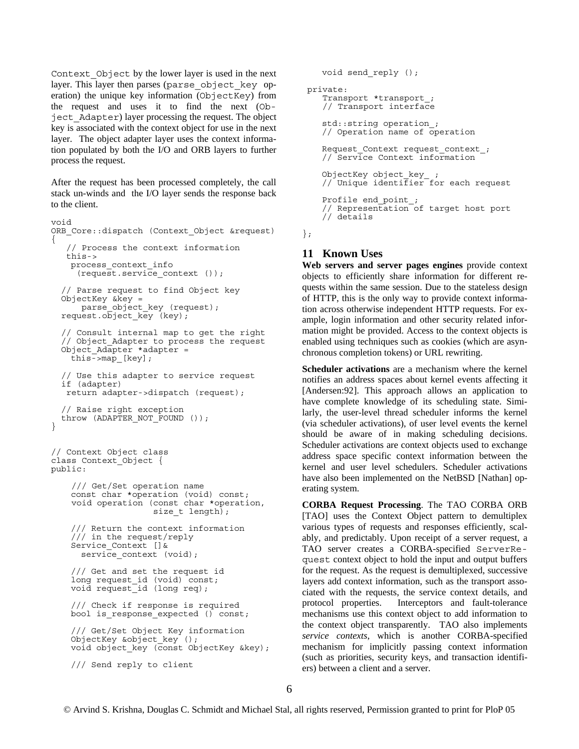Context_Object by the lower layer is used in the next layer. This layer then parses (parse_object_key operation) the unique key information (ObjectKey) from the request and uses it to find the next (Object_Adapter) layer processing the request. The object key is associated with the context object for use in the next layer. The object adapter layer uses the context information populated by both the I/O and ORB layers to further process the request.

After the request has been processed completely, the call stack un-winds and the I/O layer sends the response back to the client.

```
void
ORB_Core::dispatch (Context_Object &request)
{
   // Process the context information
   this->
    process_context_info
      (request.service_context ());

  // Parse request to find Object key
  ObjectKey &key =
      parse_object_key (request);
  request.object_key (key);

  // Consult internal map to get the right
  // Object_Adapter to process the request
  Object_Adapter *adapter =
    this->map_[key];

  // Use this adapter to service request
  if (adapter)
   return adapter->dispatch (request);

  // Raise right exception
  throw (ADAPTER_NOT_FOUND ());
}


// Context Object class
class Context_Object {
public:

    /// Get/Set operation name
    const char *operation (void) const;
    void operation (const char *operation,
                    size_t length);

    /// Return the context information
    /// in the request/reply
    Service_Context []&
      service_context (void);

    /// Get and set the request id
    long request_id (void) const;
    void request_id (long req);

    /// Check if response is required
    bool is_response_expected () const;

    /// Get/Set Object Key information
    ObjectKey &object_key ();
    void object_key (const ObjectKey &key);

    /// Send reply to client
    void send_reply ();

 private:
    Transport *transport_;
    // Transport interface

    std::string operation_;
    // Operation name of operation

    Request_Context request_context_;
    // Service Context information

    ObjectKey object_key_ ;
    // Unique identifier for each request

    Profile end_point_;
    // Representation of target host port
    // details

};
```

## 11 Known Uses

**Web servers and server pages engines** provide context objects to efficiently share information for different requests within the same session. Due to the stateless design of HTTP, this is the only way to provide context information across otherwise independent HTTP requests. For example, login information and other security related information might be provided. Access to the context objects is enabled using techniques such as cookies (which are asynchronous completion tokens) or URL rewriting.

**Scheduler activations** are a mechanism where the kernel notifies an address spaces about kernel events affecting it [Andersen:92]. This approach allows an application to have complete knowledge of its scheduling state. Similarly, the user-level thread scheduler informs the kernel (via scheduler activations), of user level events the kernel should be aware of in making scheduling decisions. Scheduler activations are context objects used to exchange address space specific context information between the kernel and user level schedulers. Scheduler activations have also been implemented on the NetBSD [Nathan] operating system.

**CORBA Request Processing**. The TAO CORBA ORB [TAO] uses the Context Object pattern to demultiplex various types of requests and responses efficiently, scalably, and predictably. Upon receipt of a server request, a TAO server creates a CORBA-specified ServerRequest context object to hold the input and output buffers for the request. As the request is demultiplexed, successive layers add context information, such as the transport associated with the requests, the service context details, and protocol properties. Interceptors and fault-tolerance mechanisms use this context object to add information to the context object transparently. TAO also implements *service contexts*, which is another CORBA-specified mechanism for implicitly passing context information (such as priorities, security keys, and transaction identifiers) between a client and a server.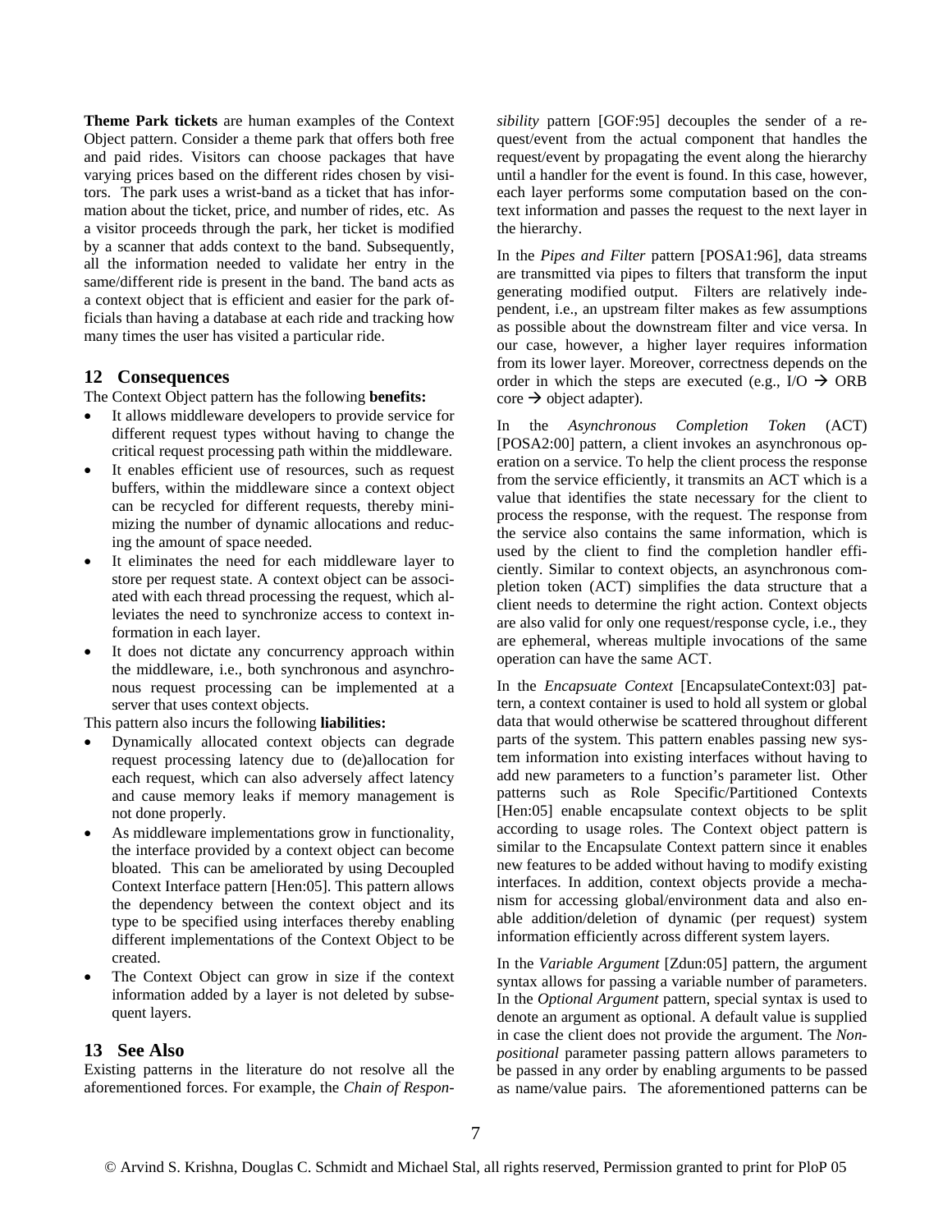**Theme Park tickets** are human examples of the Context Object pattern. Consider a theme park that offers both free and paid rides. Visitors can choose packages that have varying prices based on the different rides chosen by visitors. The park uses a wrist-band as a ticket that has information about the ticket, price, and number of rides, etc. As a visitor proceeds through the park, her ticket is modified by a scanner that adds context to the band. Subsequently, all the information needed to validate her entry in the same/different ride is present in the band. The band acts as a context object that is efficient and easier for the park officials than having a database at each ride and tracking how many times the user has visited a particular ride.

## 12 Consequences

The Context Object pattern has the following **benefits:**

- It allows middleware developers to provide service for different request types without having to change the critical request processing path within the middleware.
- It enables efficient use of resources, such as request buffers, within the middleware since a context object can be recycled for different requests, thereby minimizing the number of dynamic allocations and reducing the amount of space needed.
- It eliminates the need for each middleware layer to store per request state. A context object can be associated with each thread processing the request, which alleviates the need to synchronize access to context information in each layer.
- It does not dictate any concurrency approach within the middleware, i.e., both synchronous and asynchronous request processing can be implemented at a server that uses context objects.

This pattern also incurs the following **liabilities:**

- Dynamically allocated context objects can degrade request processing latency due to (de)allocation for each request, which can also adversely affect latency and cause memory leaks if memory management is not done properly.
- As middleware implementations grow in functionality, the interface provided by a context object can become bloated. This can be ameliorated by using Decoupled Context Interface pattern [Hen:05]. This pattern allows the dependency between the context object and its type to be specified using interfaces thereby enabling different implementations of the Context Object to be created.
- The Context Object can grow in size if the context information added by a layer is not deleted by subsequent layers.

## 13 See Also

Existing patterns in the literature do not resolve all the aforementioned forces. For example, the *Chain of Responsibility* pattern [GOF:95] decouples the sender of a request/event from the actual component that handles the request/event by propagating the event along the hierarchy until a handler for the event is found. In this case, however, each layer performs some computation based on the context information and passes the request to the next layer in the hierarchy.

In the *Pipes and Filter* pattern [POSA1:96], data streams are transmitted via pipes to filters that transform the input generating modified output. Filters are relatively independent, i.e., an upstream filter makes as few assumptions as possible about the downstream filter and vice versa. In our case, however, a higher layer requires information from its lower layer. Moreover, correctness depends on the order in which the steps are executed (e.g., I/O → ORB core → object adapter).

In the *Asynchronous Completion Token* (ACT) [POSA2:00] pattern, a client invokes an asynchronous operation on a service. To help the client process the response from the service efficiently, it transmits an ACT which is a value that identifies the state necessary for the client to process the response, with the request. The response from the service also contains the same information, which is used by the client to find the completion handler efficiently. Similar to context objects, an asynchronous completion token (ACT) simplifies the data structure that a client needs to determine the right action. Context objects are also valid for only one request/response cycle, i.e., they are ephemeral, whereas multiple invocations of the same operation can have the same ACT.

In the *Encapsuate Context* [EncapsulateContext:03] pattern, a context container is used to hold all system or global data that would otherwise be scattered throughout different parts of the system. This pattern enables passing new system information into existing interfaces without having to add new parameters to a function's parameter list. Other patterns such as Role Specific/Partitioned Contexts [Hen:05] enable encapsulate context objects to be split according to usage roles. The Context object pattern is similar to the Encapsulate Context pattern since it enables new features to be added without having to modify existing interfaces. In addition, context objects provide a mechanism for accessing global/environment data and also enable addition/deletion of dynamic (per request) system information efficiently across different system layers.

In the *Variable Argument* [Zdun:05] pattern, the argument syntax allows for passing a variable number of parameters. In the *Optional Argument* pattern, special syntax is used to denote an argument as optional. A default value is supplied in case the client does not provide the argument. The *Non-positional* parameter passing pattern allows parameters to be passed in any order by enabling arguments to be passed as name/value pairs. The aforementioned patterns can be

© Arvind S. Krishna, Douglas C. Schmidt and Michael Stal, all rights reserved, Permission granted to print for PloP 05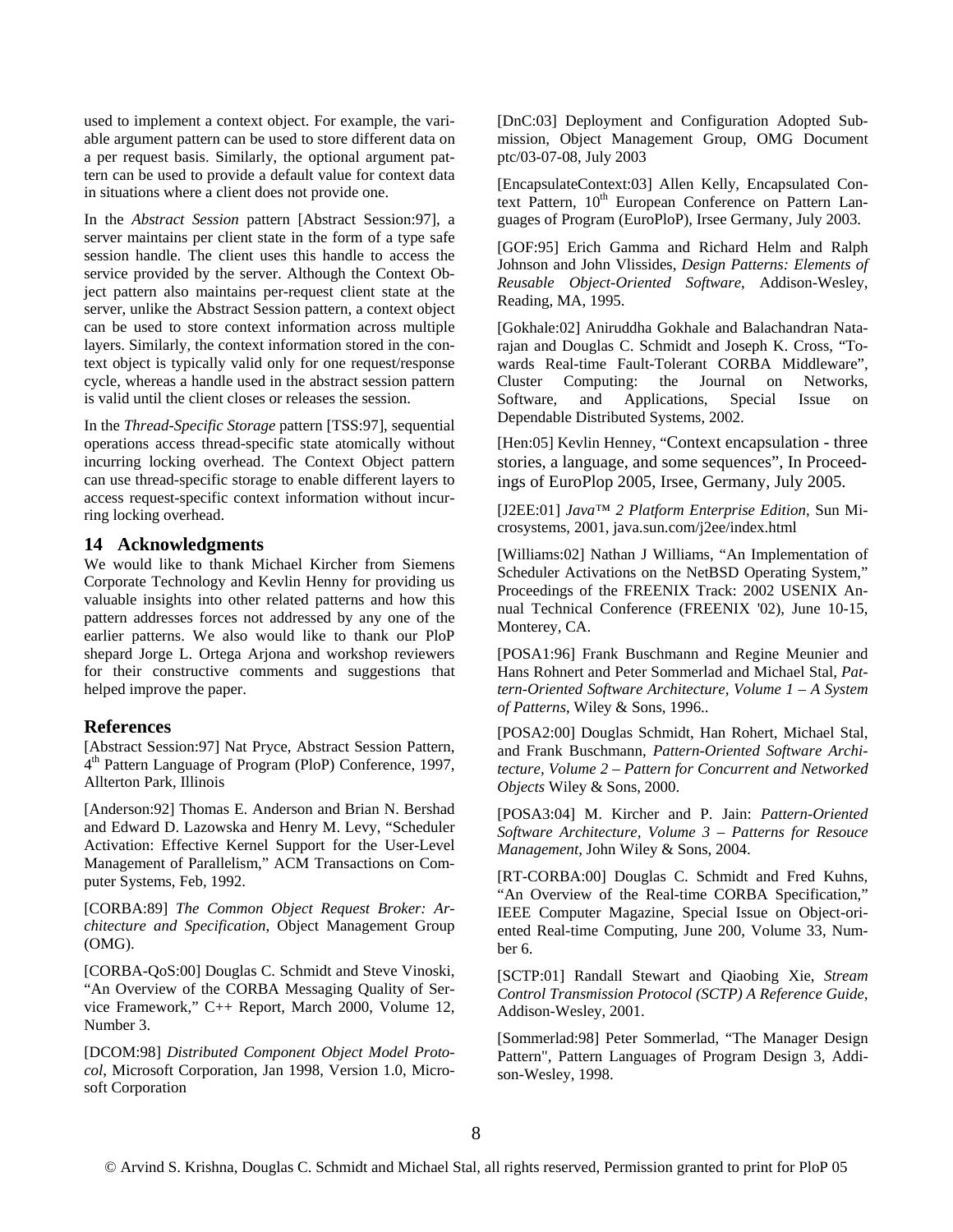used to implement a context object. For example, the variable argument pattern can be used to store different data on a per request basis. Similarly, the optional argument pattern can be used to provide a default value for context data in situations where a client does not provide one.

In the *Abstract Session* pattern [Abstract Session:97], a server maintains per client state in the form of a type safe session handle. The client uses this handle to access the service provided by the server. Although the Context Object pattern also maintains per-request client state at the server, unlike the Abstract Session pattern, a context object can be used to store context information across multiple layers. Similarly, the context information stored in the context object is typically valid only for one request/response cycle, whereas a handle used in the abstract session pattern is valid until the client closes or releases the session.

In the *Thread-Specific Storage* pattern [TSS:97], sequential operations access thread-specific state atomically without incurring locking overhead. The Context Object pattern can use thread-specific storage to enable different layers to access request-specific context information without incurring locking overhead.

## 14 Acknowledgments

We would like to thank Michael Kircher from Siemens Corporate Technology and Kevlin Henny for providing us valuable insights into other related patterns and how this pattern addresses forces not addressed by any one of the earlier patterns. We also would like to thank our PloP shepard Jorge L. Ortega Arjona and workshop reviewers for their constructive comments and suggestions that helped improve the paper.

## References

[Abstract Session:97] Nat Pryce, Abstract Session Pattern, 4th Pattern Language of Program (PloP) Conference, 1997, Allterton Park, Illinois

[Anderson:92] Thomas E. Anderson and Brian N. Bershad and Edward D. Lazowska and Henry M. Levy, "Scheduler Activation: Effective Kernel Support for the User-Level Management of Parallelism," ACM Transactions on Computer Systems, Feb, 1992.

[CORBA:89] *The Common Object Request Broker: Architecture and Specification*, Object Management Group (OMG).

[CORBA-QoS:00] Douglas C. Schmidt and Steve Vinoski, "An Overview of the CORBA Messaging Quality of Service Framework," C++ Report, March 2000, Volume 12, Number 3.

[DCOM:98] *Distributed Component Object Model Protocol*, Microsoft Corporation, Jan 1998, Version 1.0, Microsoft Corporation

[DnC:03] Deployment and Configuration Adopted Submission, Object Management Group, OMG Document ptc/03-07-08, July 2003

[EncapsulateContext:03] Allen Kelly, Encapsulated Context Pattern, 10th European Conference on Pattern Languages of Program (EuroPloP), Irsee Germany, July 2003.

[GOF:95] Erich Gamma and Richard Helm and Ralph Johnson and John Vlissides, *Design Patterns: Elements of Reusable Object-Oriented Software*, Addison-Wesley, Reading, MA, 1995.

[Gokhale:02] Aniruddha Gokhale and Balachandran Natarajan and Douglas C. Schmidt and Joseph K. Cross, "Towards Real-time Fault-Tolerant CORBA Middleware", Cluster Computing: the Journal on Networks, Software, and Applications, Special Issue on Dependable Distributed Systems, 2002.

[Hen:05] Kevlin Henney, "Context encapsulation - three stories, a language, and some sequences", In Proceedings of EuroPlop 2005, Irsee, Germany, July 2005.

[J2EE:01] *Java™ 2 Platform Enterprise Edition*, Sun Microsystems, 2001, java.sun.com/j2ee/index.html

[Williams:02] Nathan J Williams, "An Implementation of Scheduler Activations on the NetBSD Operating System," Proceedings of the FREENIX Track: 2002 USENIX Annual Technical Conference (FREENIX '02), June 10-15, Monterey, CA.

[POSA1:96] Frank Buschmann and Regine Meunier and Hans Rohnert and Peter Sommerlad and Michael Stal, *Pattern-Oriented Software Architecture, Volume 1 – A System of Patterns*, Wiley & Sons, 1996..

[POSA2:00] Douglas Schmidt, Han Rohert, Michael Stal, and Frank Buschmann, *Pattern-Oriented Software Architecture, Volume 2 – Pattern for Concurrent and Networked Objects* Wiley & Sons, 2000.

[POSA3:04] M. Kircher and P. Jain: *Pattern-Oriented Software Architecture, Volume 3 – Patterns for Resouce Management,* John Wiley & Sons, 2004.

[RT-CORBA:00] Douglas C. Schmidt and Fred Kuhns, "An Overview of the Real-time CORBA Specification," IEEE Computer Magazine, Special Issue on Object-oriented Real-time Computing, June 200, Volume 33, Number 6.

[SCTP:01] Randall Stewart and Qiaobing Xie, *Stream Control Transmission Protocol (SCTP) A Reference Guide*, Addison-Wesley, 2001.

[Sommerlad:98] Peter Sommerlad, "The Manager Design Pattern", Pattern Languages of Program Design 3, Addison-Wesley, 1998.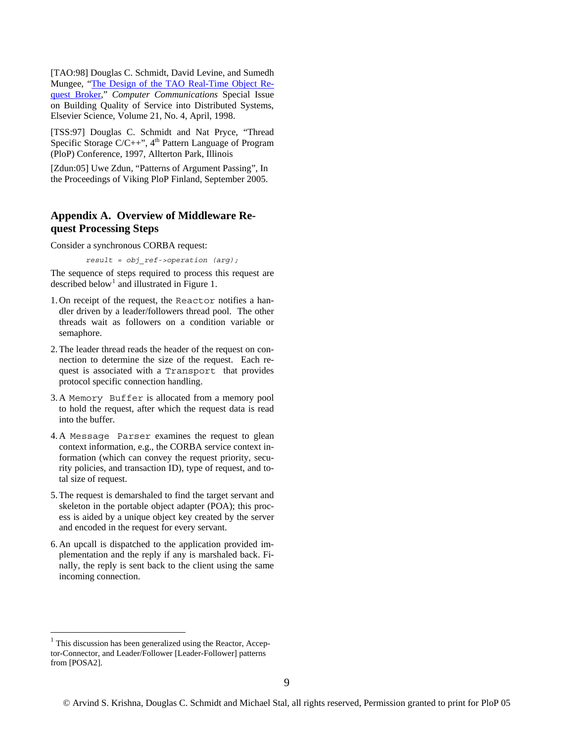[TAO:98] Douglas C. Schmidt, David Levine, and Sumedh Mungee, "The Design of the TAO Real-Time Object Request Broker," *Computer Communications* Special Issue on Building Quality of Service into Distributed Systems, Elsevier Science, Volume 21, No. 4, April, 1998.

[TSS:97] Douglas C. Schmidt and Nat Pryce, "Thread Specific Storage C/C++", 4th Pattern Language of Program (PloP) Conference, 1997, Allterton Park, Illinois

[Zdun:05] Uwe Zdun, "Patterns of Argument Passing", In the Proceedings of Viking PloP Finland, September 2005.

## Appendix A. Overview of Middleware Request Processing Steps

Consider a synchronous CORBA request:

```
result = obj_ref->operation (arg);
```

The sequence of steps required to process this request are described below[1] and illustrated in Figure 1.

1. On receipt of the request, the `Reactor` notifies a handler driven by a leader/followers thread pool. The other threads wait as followers on a condition variable or semaphore.
2. The leader thread reads the header of the request on connection to determine the size of the request. Each request is associated with a `Transport` that provides protocol specific connection handling.
3. A `Memory Buffer` is allocated from a memory pool to hold the request, after which the request data is read into the buffer.
4. A `Message Parser` examines the request to glean context information, e.g., the CORBA service context information (which can convey the request priority, security policies, and transaction ID), type of request, and total size of request.
5. The request is demarshaled to find the target servant and skeleton in the portable object adapter (POA); this process is aided by a unique object key created by the server and encoded in the request for every servant.
6. An upcall is dispatched to the application provided implementation and the reply if any is marshaled back. Finally, the reply is sent back to the client using the same incoming connection.

---

[1] This discussion has been generalized using the Reactor, Acceptor-Connector, and Leader/Follower [Leader-Follower] patterns from [POSA2].